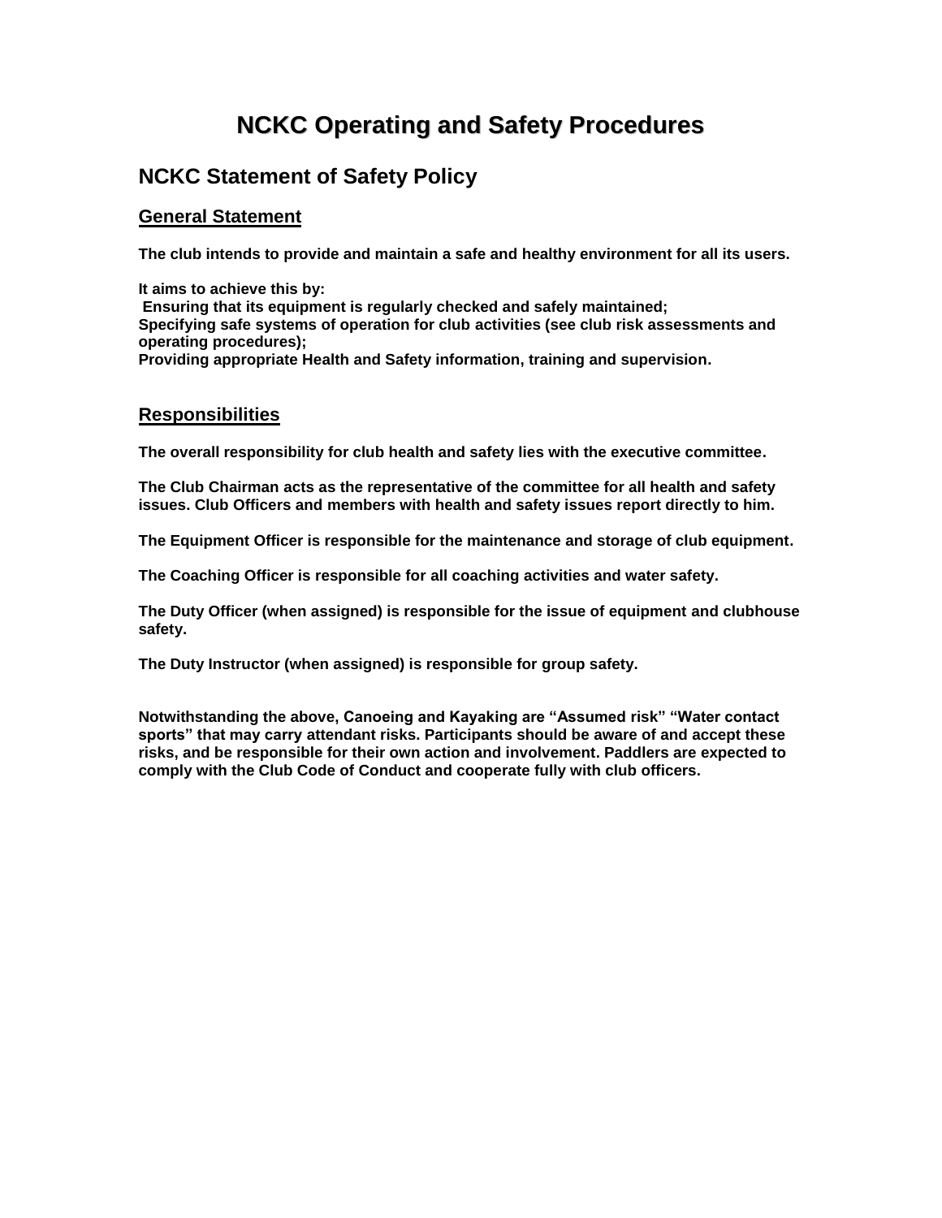# NCKC Operating and Safety Procedures

## NCKC Statement of Safety Policy

### General Statement

**The club intends to provide and maintain a safe and healthy environment for all its users.**

**It aims to achieve this by:**
**Ensuring that its equipment is regularly checked and safely maintained;**
**Specifying safe systems of operation for club activities (see club risk assessments and operating procedures);**
**Providing appropriate Health and Safety information, training and supervision.**

### Responsibilities

**The overall responsibility for club health and safety lies with the executive committee.**

**The Club Chairman acts as the representative of the committee for all health and safety issues. Club Officers and members with health and safety issues report directly to him.**

**The Equipment Officer is responsible for the maintenance and storage of club equipment.**

**The Coaching Officer is responsible for all coaching activities and water safety.**

**The Duty Officer (when assigned) is responsible for the issue of equipment and clubhouse safety.**

**The Duty Instructor (when assigned) is responsible for group safety.**

**Notwithstanding the above, Canoeing and Kayaking are "Assumed risk" "Water contact sports" that may carry attendant risks. Participants should be aware of and accept these risks, and be responsible for their own action and involvement. Paddlers are expected to comply with the Club Code of Conduct and cooperate fully with club officers.**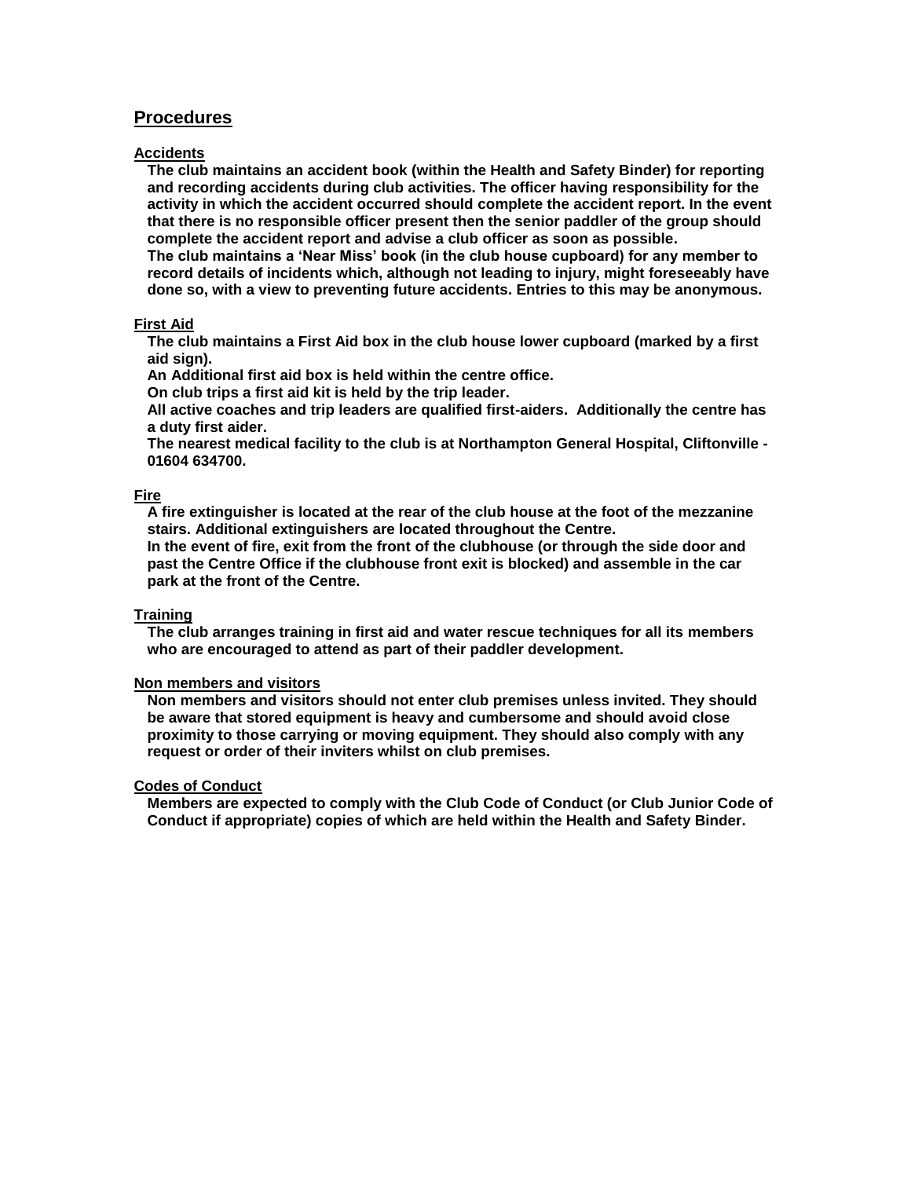## Procedures

### Accidents

**The club maintains an accident book (within the Health and Safety Binder) for reporting and recording accidents during club activities. The officer having responsibility for the activity in which the accident occurred should complete the accident report. In the event that there is no responsible officer present then the senior paddler of the group should complete the accident report and advise a club officer as soon as possible.**

**The club maintains a 'Near Miss' book (in the club house cupboard) for any member to record details of incidents which, although not leading to injury, might foreseeably have done so, with a view to preventing future accidents. Entries to this may be anonymous.**

### First Aid

**The club maintains a First Aid box in the club house lower cupboard (marked by a first aid sign).**

**An Additional first aid box is held within the centre office.**

**On club trips a first aid kit is held by the trip leader.**

**All active coaches and trip leaders are qualified first-aiders. Additionally the centre has a duty first aider.**

**The nearest medical facility to the club is at Northampton General Hospital, Cliftonville - 01604 634700.**

### Fire

**A fire extinguisher is located at the rear of the club house at the foot of the mezzanine stairs. Additional extinguishers are located throughout the Centre.**

**In the event of fire, exit from the front of the clubhouse (or through the side door and past the Centre Office if the clubhouse front exit is blocked) and assemble in the car park at the front of the Centre.**

### Training

**The club arranges training in first aid and water rescue techniques for all its members who are encouraged to attend as part of their paddler development.**

### Non members and visitors

**Non members and visitors should not enter club premises unless invited. They should be aware that stored equipment is heavy and cumbersome and should avoid close proximity to those carrying or moving equipment. They should also comply with any request or order of their inviters whilst on club premises.**

### Codes of Conduct

**Members are expected to comply with the Club Code of Conduct (or Club Junior Code of Conduct if appropriate) copies of which are held within the Health and Safety Binder.**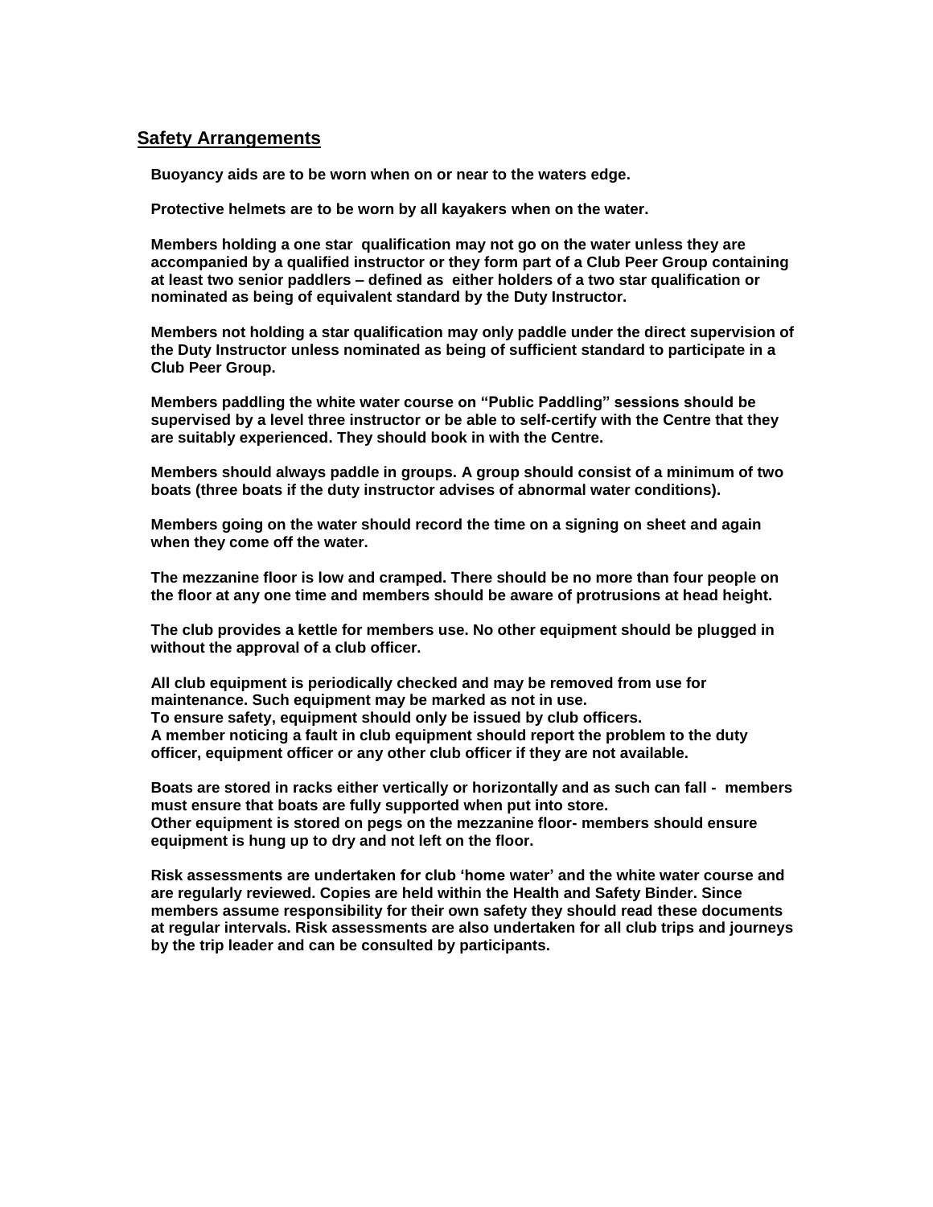## Safety Arrangements

**Buoyancy aids are to be worn when on or near to the waters edge.**

**Protective helmets are to be worn by all kayakers when on the water.**

**Members holding a one star qualification may not go on the water unless they are accompanied by a qualified instructor or they form part of a Club Peer Group containing at least two senior paddlers – defined as either holders of a two star qualification or nominated as being of equivalent standard by the Duty Instructor.**

**Members not holding a star qualification may only paddle under the direct supervision of the Duty Instructor unless nominated as being of sufficient standard to participate in a Club Peer Group.**

**Members paddling the white water course on "Public Paddling" sessions should be supervised by a level three instructor or be able to self-certify with the Centre that they are suitably experienced. They should book in with the Centre.**

**Members should always paddle in groups. A group should consist of a minimum of two boats (three boats if the duty instructor advises of abnormal water conditions).**

**Members going on the water should record the time on a signing on sheet and again when they come off the water.**

**The mezzanine floor is low and cramped. There should be no more than four people on the floor at any one time and members should be aware of protrusions at head height.**

**The club provides a kettle for members use. No other equipment should be plugged in without the approval of a club officer.**

**All club equipment is periodically checked and may be removed from use for maintenance. Such equipment may be marked as not in use.**
**To ensure safety, equipment should only be issued by club officers.**
**A member noticing a fault in club equipment should report the problem to the duty officer, equipment officer or any other club officer if they are not available.**

**Boats are stored in racks either vertically or horizontally and as such can fall - members must ensure that boats are fully supported when put into store.**
**Other equipment is stored on pegs on the mezzanine floor- members should ensure equipment is hung up to dry and not left on the floor.**

**Risk assessments are undertaken for club 'home water' and the white water course and are regularly reviewed. Copies are held within the Health and Safety Binder. Since members assume responsibility for their own safety they should read these documents at regular intervals. Risk assessments are also undertaken for all club trips and journeys by the trip leader and can be consulted by participants.**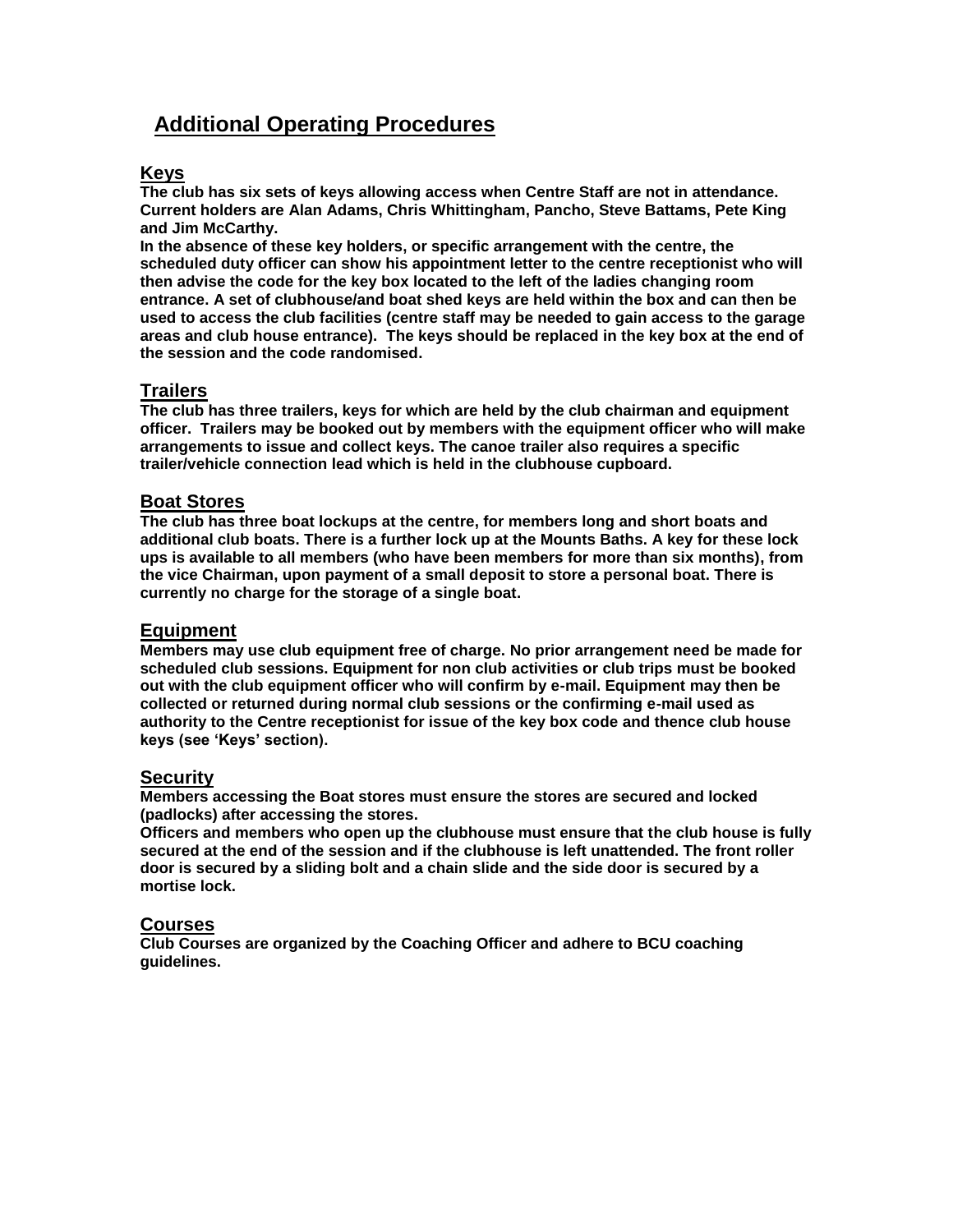# Additional Operating Procedures

## Keys

**The club has six sets of keys allowing access when Centre Staff are not in attendance. Current holders are Alan Adams, Chris Whittingham, Pancho, Steve Battams, Pete King and Jim McCarthy.**

**In the absence of these key holders, or specific arrangement with the centre, the scheduled duty officer can show his appointment letter to the centre receptionist who will then advise the code for the key box located to the left of the ladies changing room entrance. A set of clubhouse/and boat shed keys are held within the box and can then be used to access the club facilities (centre staff may be needed to gain access to the garage areas and club house entrance). The keys should be replaced in the key box at the end of the session and the code randomised.**

## Trailers

**The club has three trailers, keys for which are held by the club chairman and equipment officer. Trailers may be booked out by members with the equipment officer who will make arrangements to issue and collect keys. The canoe trailer also requires a specific trailer/vehicle connection lead which is held in the clubhouse cupboard.**

## Boat Stores

**The club has three boat lockups at the centre, for members long and short boats and additional club boats. There is a further lock up at the Mounts Baths. A key for these lock ups is available to all members (who have been members for more than six months), from the vice Chairman, upon payment of a small deposit to store a personal boat. There is currently no charge for the storage of a single boat.**

## Equipment

**Members may use club equipment free of charge. No prior arrangement need be made for scheduled club sessions. Equipment for non club activities or club trips must be booked out with the club equipment officer who will confirm by e-mail. Equipment may then be collected or returned during normal club sessions or the confirming e-mail used as authority to the Centre receptionist for issue of the key box code and thence club house keys (see 'Keys' section).**

## Security

**Members accessing the Boat stores must ensure the stores are secured and locked (padlocks) after accessing the stores.**

**Officers and members who open up the clubhouse must ensure that the club house is fully secured at the end of the session and if the clubhouse is left unattended. The front roller door is secured by a sliding bolt and a chain slide and the side door is secured by a mortise lock.**

## Courses

**Club Courses are organized by the Coaching Officer and adhere to BCU coaching guidelines.**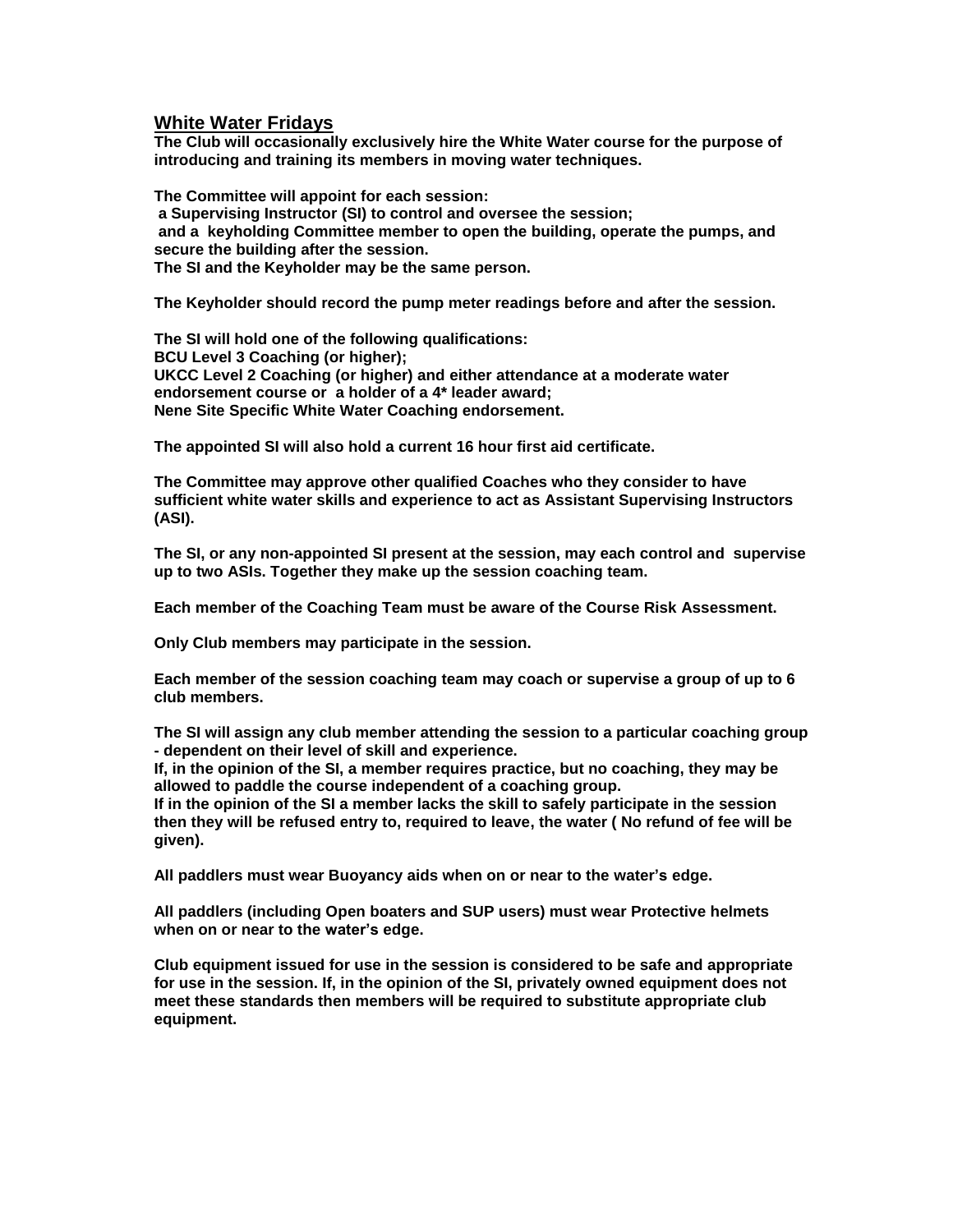## White Water Fridays

**The Club will occasionally exclusively hire the White Water course for the purpose of introducing and training its members in moving water techniques.**

**The Committee will appoint for each session:**
**a Supervising Instructor (SI) to control and oversee the session;**
**and a keyholding Committee member to open the building, operate the pumps, and secure the building after the session.**
**The SI and the Keyholder may be the same person.**

**The Keyholder should record the pump meter readings before and after the session.**

**The SI will hold one of the following qualifications:**
**BCU Level 3 Coaching (or higher);**
**UKCC Level 2 Coaching (or higher) and either attendance at a moderate water endorsement course or a holder of a 4* leader award;**
**Nene Site Specific White Water Coaching endorsement.**

**The appointed SI will also hold a current 16 hour first aid certificate.**

**The Committee may approve other qualified Coaches who they consider to have sufficient white water skills and experience to act as Assistant Supervising Instructors (ASI).**

**The SI, or any non-appointed SI present at the session, may each control and supervise up to two ASIs. Together they make up the session coaching team.**

**Each member of the Coaching Team must be aware of the Course Risk Assessment.**

**Only Club members may participate in the session.**

**Each member of the session coaching team may coach or supervise a group of up to 6 club members.**

**The SI will assign any club member attending the session to a particular coaching group - dependent on their level of skill and experience.**
**If, in the opinion of the SI, a member requires practice, but no coaching, they may be allowed to paddle the course independent of a coaching group.**
**If in the opinion of the SI a member lacks the skill to safely participate in the session then they will be refused entry to, required to leave, the water ( No refund of fee will be given).**

**All paddlers must wear Buoyancy aids when on or near to the water's edge.**

**All paddlers (including Open boaters and SUP users) must wear Protective helmets when on or near to the water's edge.**

**Club equipment issued for use in the session is considered to be safe and appropriate for use in the session. If, in the opinion of the SI, privately owned equipment does not meet these standards then members will be required to substitute appropriate club equipment.**